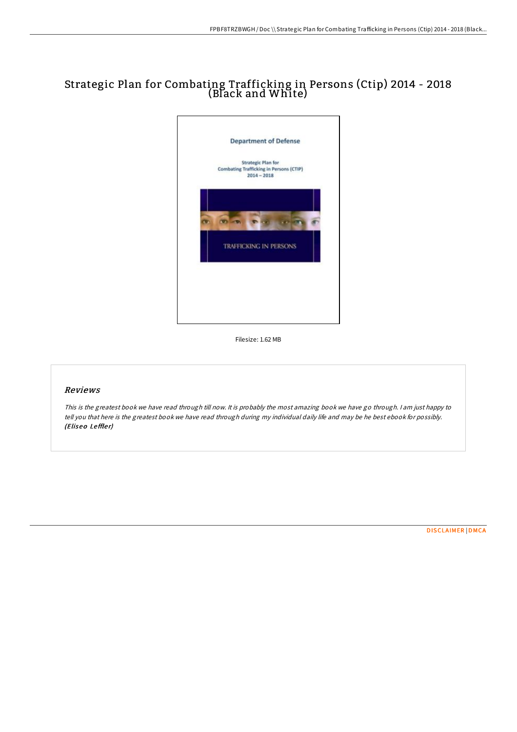# Strategic Plan for Combating Trafficking in Persons (Ctip) 2014 - 2018 (Black and White)

Filesize: 1.62 MB

## Reviews

*This is the greatest book we have read through till now. It is probably the most amazing book we have go through. I am just happy to tell you that here is the greatest book we have read through during my individual daily life and may be he best ebook for possibly.* ***(Eliseo Leffler)***

DISCLAIMER | DMCA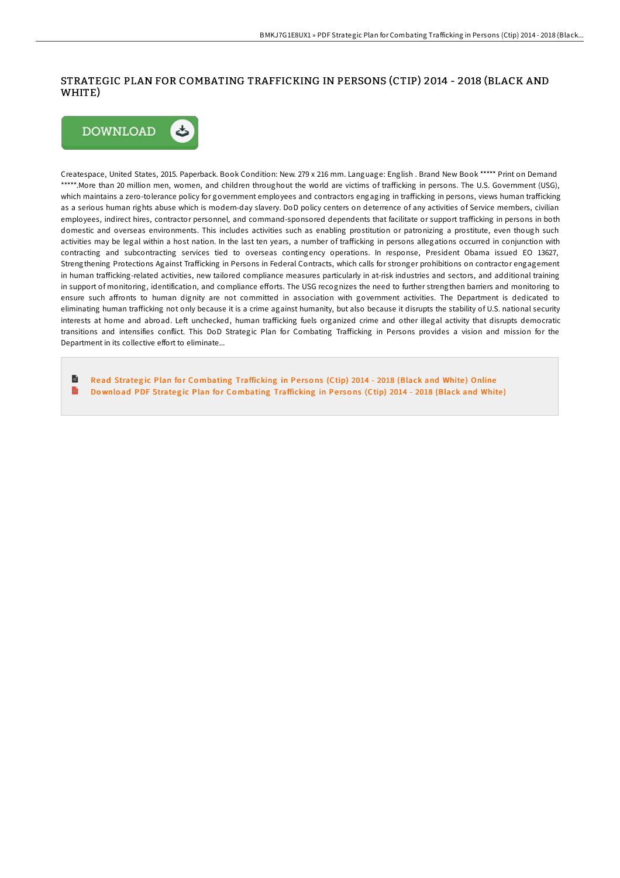# STRATEGIC PLAN FOR COMBATING TRAFFICKING IN PERSONS (CTIP) 2014 - 2018 (BLACK AND WHITE)

DOWNLOAD

Createspace, United States, 2015. Paperback. Book Condition: New. 279 x 216 mm. Language: English . Brand New Book ***** Print on Demand *****.More than 20 million men, women, and children throughout the world are victims of trafficking in persons. The U.S. Government (USG), which maintains a zero-tolerance policy for government employees and contractors engaging in trafficking in persons, views human trafficking as a serious human rights abuse which is modern-day slavery. DoD policy centers on deterrence of any activities of Service members, civilian employees, indirect hires, contractor personnel, and command-sponsored dependents that facilitate or support trafficking in persons in both domestic and overseas environments. This includes activities such as enabling prostitution or patronizing a prostitute, even though such activities may be legal within a host nation. In the last ten years, a number of trafficking in persons allegations occurred in conjunction with contracting and subcontracting services tied to overseas contingency operations. In response, President Obama issued EO 13627, Strengthening Protections Against Trafficking in Persons in Federal Contracts, which calls for stronger prohibitions on contractor engagement in human trafficking-related activities, new tailored compliance measures particularly in at-risk industries and sectors, and additional training in support of monitoring, identification, and compliance efforts. The USG recognizes the need to further strengthen barriers and monitoring to ensure such affronts to human dignity are not committed in association with government activities. The Department is dedicated to eliminating human trafficking not only because it is a crime against humanity, but also because it disrupts the stability of U.S. national security interests at home and abroad. Left unchecked, human trafficking fuels organized crime and other illegal activity that disrupts democratic transitions and intensifies conflict. This DoD Strategic Plan for Combating Trafficking in Persons provides a vision and mission for the Department in its collective effort to eliminate...

- Read Strategic Plan for Combating Trafficking in Persons (Ctip) 2014 - 2018 (Black and White) Online
- Download PDF Strategic Plan for Combating Trafficking in Persons (Ctip) 2014 - 2018 (Black and White)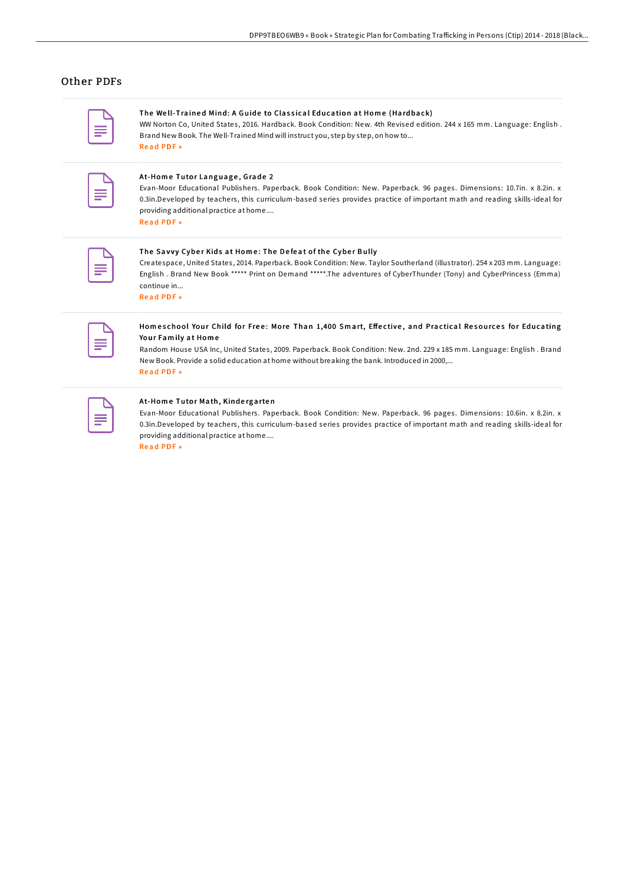## Other PDFs

### The Well-Trained Mind: A Guide to Classical Education at Home (Hardback)

WW Norton Co, United States, 2016. Hardback. Book Condition: New. 4th Revised edition. 244 x 165 mm. Language: English . Brand New Book. The Well-Trained Mind will instruct you, step by step, on how to...

Read PDF »

### At-Home Tutor Language, Grade 2

Evan-Moor Educational Publishers. Paperback. Book Condition: New. Paperback. 96 pages. Dimensions: 10.7in. x 8.2in. x 0.3in.Developed by teachers, this curriculum-based series provides practice of important math and reading skills-ideal for providing additional practice at home....

Read PDF »

### The Savvy Cyber Kids at Home: The Defeat of the Cyber Bully

Createspace, United States, 2014. Paperback. Book Condition: New. Taylor Southerland (illustrator). 254 x 203 mm. Language: English . Brand New Book ***** Print on Demand *****.The adventures of CyberThunder (Tony) and CyberPrincess (Emma) continue in...

Read PDF »

### Homeschool Your Child for Free: More Than 1,400 Smart, Effective, and Practical Resources for Educating Your Family at Home

Random House USA Inc, United States, 2009. Paperback. Book Condition: New. 2nd. 229 x 185 mm. Language: English . Brand New Book. Provide a solid education at home without breaking the bank. Introduced in 2000,...

Read PDF »

### At-Home Tutor Math, Kindergarten

Evan-Moor Educational Publishers. Paperback. Book Condition: New. Paperback. 96 pages. Dimensions: 10.6in. x 8.2in. x 0.3in.Developed by teachers, this curriculum-based series provides practice of important math and reading skills-ideal for providing additional practice at home....

Read PDF »